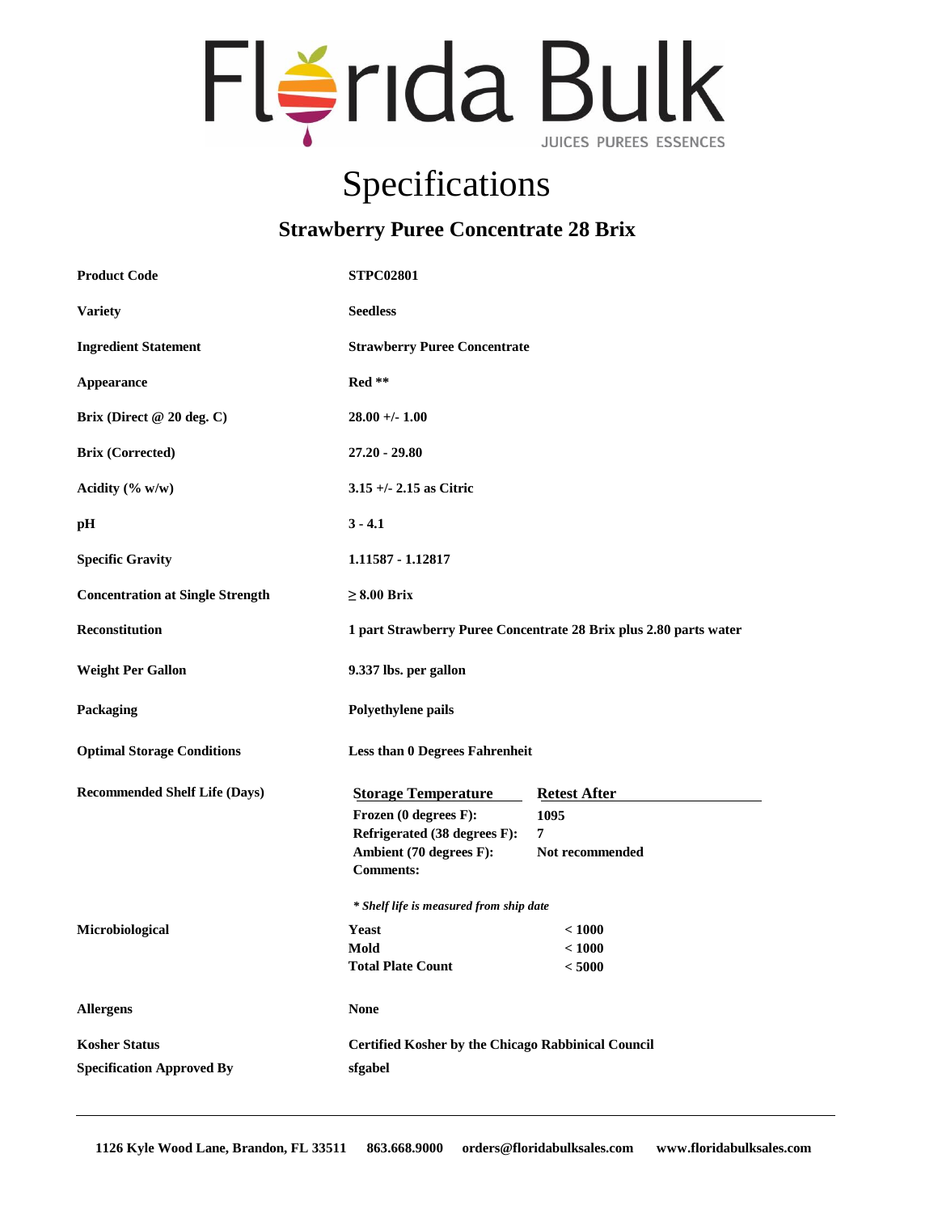# Florida Bulk

JUICES PUREES ESSENCES

## Specifications

### Strawberry Puree Concentrate 28 Brix

| | |
|---|---|
| **Product Code** | **STPC02801** |
| **Variety** | **Seedless** |
| **Ingredient Statement** | **Strawberry Puree Concentrate** |
| **Appearance** | **Red \*\*** |
| **Brix (Direct @ 20 deg. C)** | **28.00 +/- 1.00** |
| **Brix (Corrected)** | **27.20 - 29.80** |
| **Acidity (% w/w)** | **3.15 +/- 2.15 as Citric** |
| **pH** | **3 - 4.1** |
| **Specific Gravity** | **1.11587 - 1.12817** |
| **Concentration at Single Strength** | **≥ 8.00 Brix** |
| **Reconstitution** | **1 part Strawberry Puree Concentrate 28 Brix plus 2.80 parts water** |
| **Weight Per Gallon** | **9.337 lbs. per gallon** |
| **Packaging** | **Polyethylene pails** |
| **Optimal Storage Conditions** | **Less than 0 Degrees Fahrenheit** |

**Recommended Shelf Life (Days)**

| Storage Temperature | Retest After |
|---|---|
| Frozen (0 degrees F): | 1095 |
| Refrigerated (38 degrees F): | 7 |
| Ambient (70 degrees F): | Not recommended |
| Comments: | |

*\* Shelf life is measured from ship date*

**Microbiological**

| | |
|---|---|
| Yeast | < 1000 |
| Mold | < 1000 |
| Total Plate Count | < 5000 |

| | |
|---|---|
| **Allergens** | **None** |
| **Kosher Status** | **Certified Kosher by the Chicago Rabbinical Council** |
| **Specification Approved By** | **sfgabel** |

---

**1126 Kyle Wood Lane, Brandon, FL 33511 863.668.9000 orders@floridabulksales.com www.floridabulksales.com**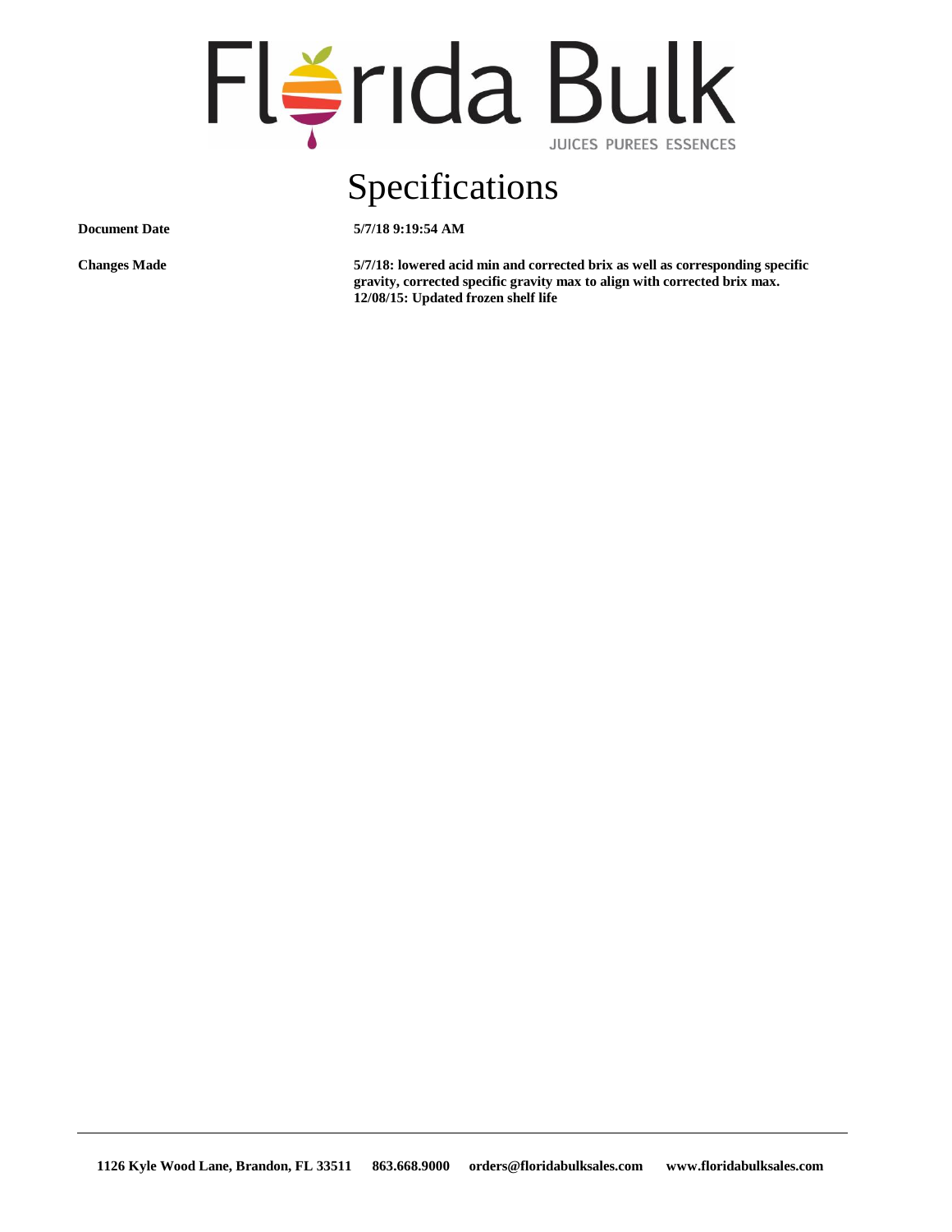# Specifications

| | |
|---|---|
| **Document Date** | **5/7/18 9:19:54 AM** |
| **Changes Made** | **5/7/18: lowered acid min and corrected brix as well as corresponding specific gravity, corrected specific gravity max to align with corrected brix max.<br>12/08/15: Updated frozen shelf life** |